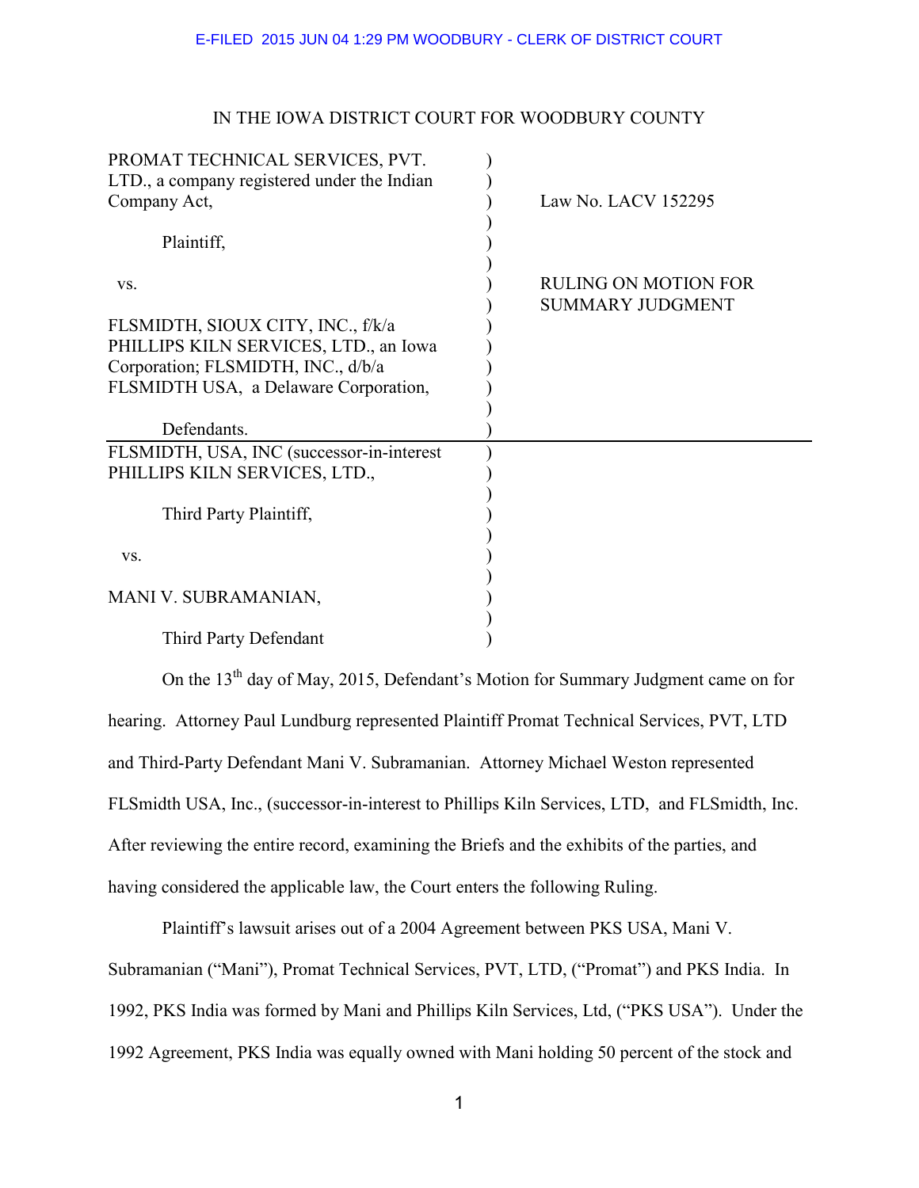E-FILED 2015 JUN 04 1:29 PM WOODBURY - CLERK OF DISTRICT COURT

IN THE IOWA DISTRICT COURT FOR WOODBURY COUNTY

PROMAT TECHNICAL SERVICES, PVT. LTD., a company registered under the Indian Company Act,

Plaintiff,

vs.

FLSMIDTH, SIOUX CITY, INC., f/k/a PHILLIPS KILN SERVICES, LTD., an Iowa Corporation; FLSMIDTH, INC., d/b/a FLSMIDTH USA, a Delaware Corporation,

Defendants.

Law No. LACV 152295

RULING ON MOTION FOR SUMMARY JUDGMENT

FLSMIDTH, USA, INC (successor-in-interest PHILLIPS KILN SERVICES, LTD.,

Third Party Plaintiff,

vs.

MANI V. SUBRAMANIAN,

Third Party Defendant

On the 13th day of May, 2015, Defendant's Motion for Summary Judgment came on for hearing. Attorney Paul Lundburg represented Plaintiff Promat Technical Services, PVT, LTD and Third-Party Defendant Mani V. Subramanian. Attorney Michael Weston represented FLSmidth USA, Inc., (successor-in-interest to Phillips Kiln Services, LTD, and FLSmidth, Inc. After reviewing the entire record, examining the Briefs and the exhibits of the parties, and having considered the applicable law, the Court enters the following Ruling.

Plaintiff's lawsuit arises out of a 2004 Agreement between PKS USA, Mani V. Subramanian ("Mani"), Promat Technical Services, PVT, LTD, ("Promat") and PKS India. In 1992, PKS India was formed by Mani and Phillips Kiln Services, Ltd, ("PKS USA"). Under the 1992 Agreement, PKS India was equally owned with Mani holding 50 percent of the stock and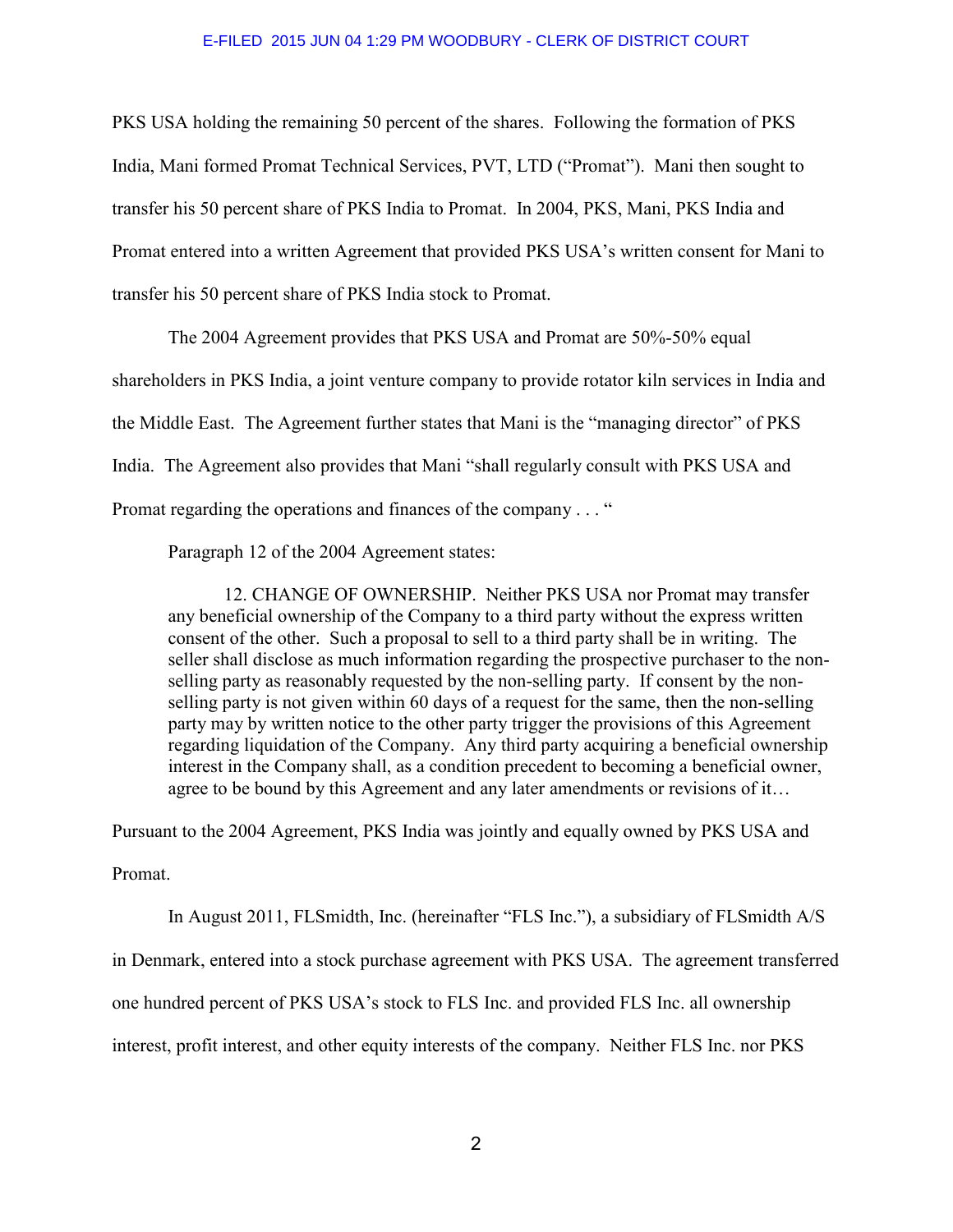PKS USA holding the remaining 50 percent of the shares. Following the formation of PKS India, Mani formed Promat Technical Services, PVT, LTD ("Promat"). Mani then sought to transfer his 50 percent share of PKS India to Promat. In 2004, PKS, Mani, PKS India and Promat entered into a written Agreement that provided PKS USA's written consent for Mani to transfer his 50 percent share of PKS India stock to Promat.

The 2004 Agreement provides that PKS USA and Promat are 50%-50% equal shareholders in PKS India, a joint venture company to provide rotator kiln services in India and the Middle East. The Agreement further states that Mani is the "managing director" of PKS India. The Agreement also provides that Mani "shall regularly consult with PKS USA and Promat regarding the operations and finances of the company . . . "

Paragraph 12 of the 2004 Agreement states:

> 12. CHANGE OF OWNERSHIP. Neither PKS USA nor Promat may transfer any beneficial ownership of the Company to a third party without the express written consent of the other. Such a proposal to sell to a third party shall be in writing. The seller shall disclose as much information regarding the prospective purchaser to the non-selling party as reasonably requested by the non-selling party. If consent by the non-selling party is not given within 60 days of a request for the same, then the non-selling party may by written notice to the other party trigger the provisions of this Agreement regarding liquidation of the Company. Any third party acquiring a beneficial ownership interest in the Company shall, as a condition precedent to becoming a beneficial owner, agree to be bound by this Agreement and any later amendments or revisions of it…

Pursuant to the 2004 Agreement, PKS India was jointly and equally owned by PKS USA and Promat.

In August 2011, FLSmidth, Inc. (hereinafter "FLS Inc."), a subsidiary of FLSmidth A/S in Denmark, entered into a stock purchase agreement with PKS USA. The agreement transferred one hundred percent of PKS USA's stock to FLS Inc. and provided FLS Inc. all ownership interest, profit interest, and other equity interests of the company. Neither FLS Inc. nor PKS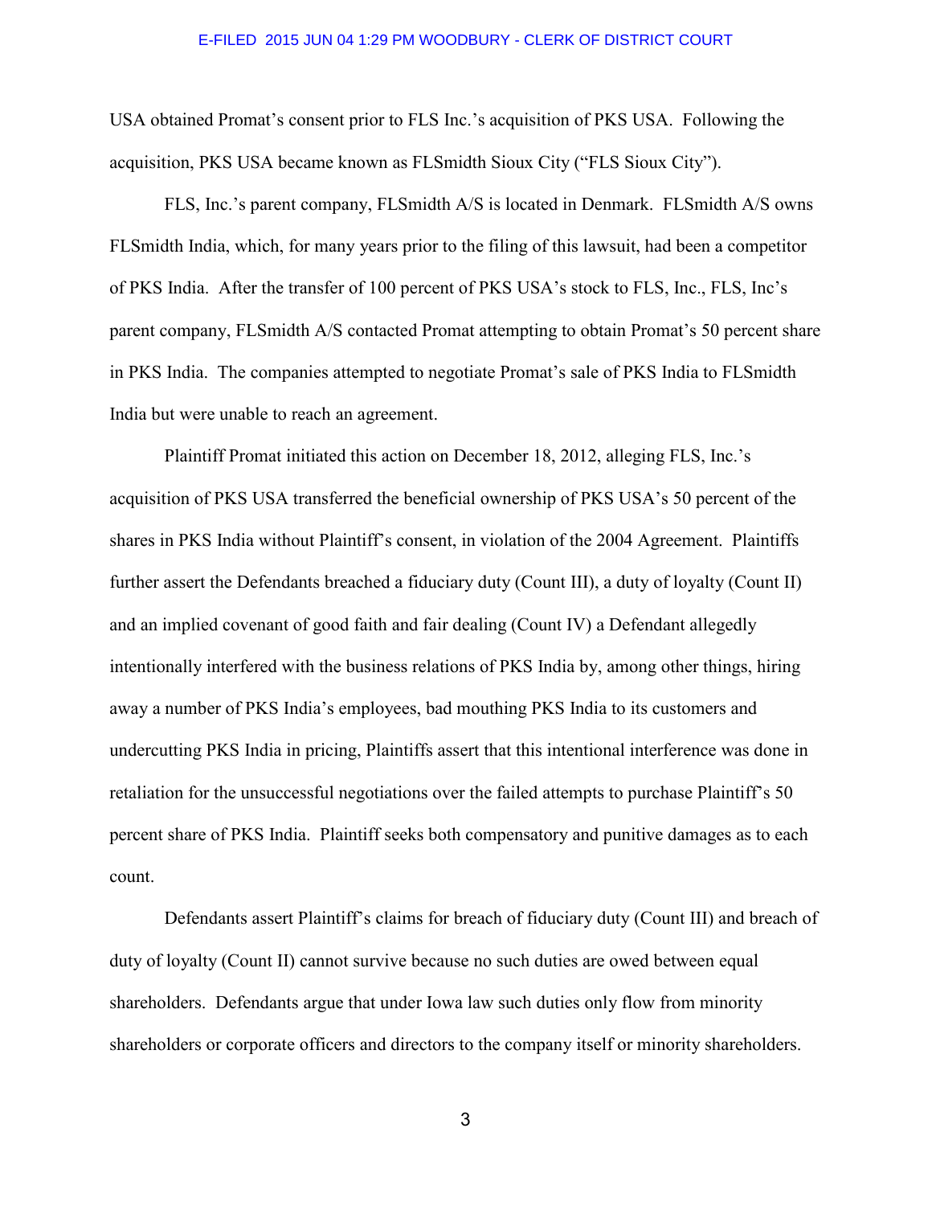USA obtained Promat's consent prior to FLS Inc.'s acquisition of PKS USA. Following the acquisition, PKS USA became known as FLSmidth Sioux City ("FLS Sioux City").

FLS, Inc.'s parent company, FLSmidth A/S is located in Denmark. FLSmidth A/S owns FLSmidth India, which, for many years prior to the filing of this lawsuit, had been a competitor of PKS India. After the transfer of 100 percent of PKS USA's stock to FLS, Inc., FLS, Inc's parent company, FLSmidth A/S contacted Promat attempting to obtain Promat's 50 percent share in PKS India. The companies attempted to negotiate Promat's sale of PKS India to FLSmidth India but were unable to reach an agreement.

Plaintiff Promat initiated this action on December 18, 2012, alleging FLS, Inc.'s acquisition of PKS USA transferred the beneficial ownership of PKS USA's 50 percent of the shares in PKS India without Plaintiff's consent, in violation of the 2004 Agreement. Plaintiffs further assert the Defendants breached a fiduciary duty (Count III), a duty of loyalty (Count II) and an implied covenant of good faith and fair dealing (Count IV) a Defendant allegedly intentionally interfered with the business relations of PKS India by, among other things, hiring away a number of PKS India's employees, bad mouthing PKS India to its customers and undercutting PKS India in pricing, Plaintiffs assert that this intentional interference was done in retaliation for the unsuccessful negotiations over the failed attempts to purchase Plaintiff's 50 percent share of PKS India. Plaintiff seeks both compensatory and punitive damages as to each count.

Defendants assert Plaintiff's claims for breach of fiduciary duty (Count III) and breach of duty of loyalty (Count II) cannot survive because no such duties are owed between equal shareholders. Defendants argue that under Iowa law such duties only flow from minority shareholders or corporate officers and directors to the company itself or minority shareholders.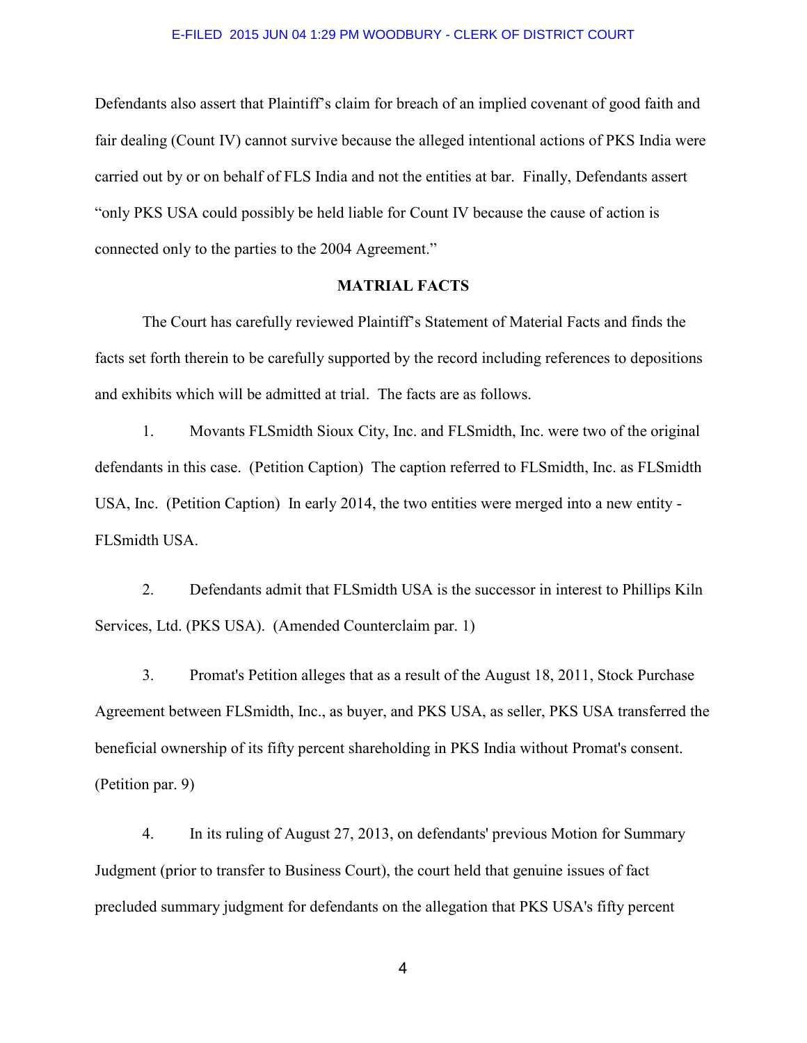Defendants also assert that Plaintiff's claim for breach of an implied covenant of good faith and fair dealing (Count IV) cannot survive because the alleged intentional actions of PKS India were carried out by or on behalf of FLS India and not the entities at bar. Finally, Defendants assert "only PKS USA could possibly be held liable for Count IV because the cause of action is connected only to the parties to the 2004 Agreement."

**MATRIAL FACTS**

The Court has carefully reviewed Plaintiff's Statement of Material Facts and finds the facts set forth therein to be carefully supported by the record including references to depositions and exhibits which will be admitted at trial. The facts are as follows.

1. Movants FLSmidth Sioux City, Inc. and FLSmidth, Inc. were two of the original defendants in this case. (Petition Caption) The caption referred to FLSmidth, Inc. as FLSmidth USA, Inc. (Petition Caption) In early 2014, the two entities were merged into a new entity - FLSmidth USA.

2. Defendants admit that FLSmidth USA is the successor in interest to Phillips Kiln Services, Ltd. (PKS USA). (Amended Counterclaim par. 1)

3. Promat's Petition alleges that as a result of the August 18, 2011, Stock Purchase Agreement between FLSmidth, Inc., as buyer, and PKS USA, as seller, PKS USA transferred the beneficial ownership of its fifty percent shareholding in PKS India without Promat's consent. (Petition par. 9)

4. In its ruling of August 27, 2013, on defendants' previous Motion for Summary Judgment (prior to transfer to Business Court), the court held that genuine issues of fact precluded summary judgment for defendants on the allegation that PKS USA's fifty percent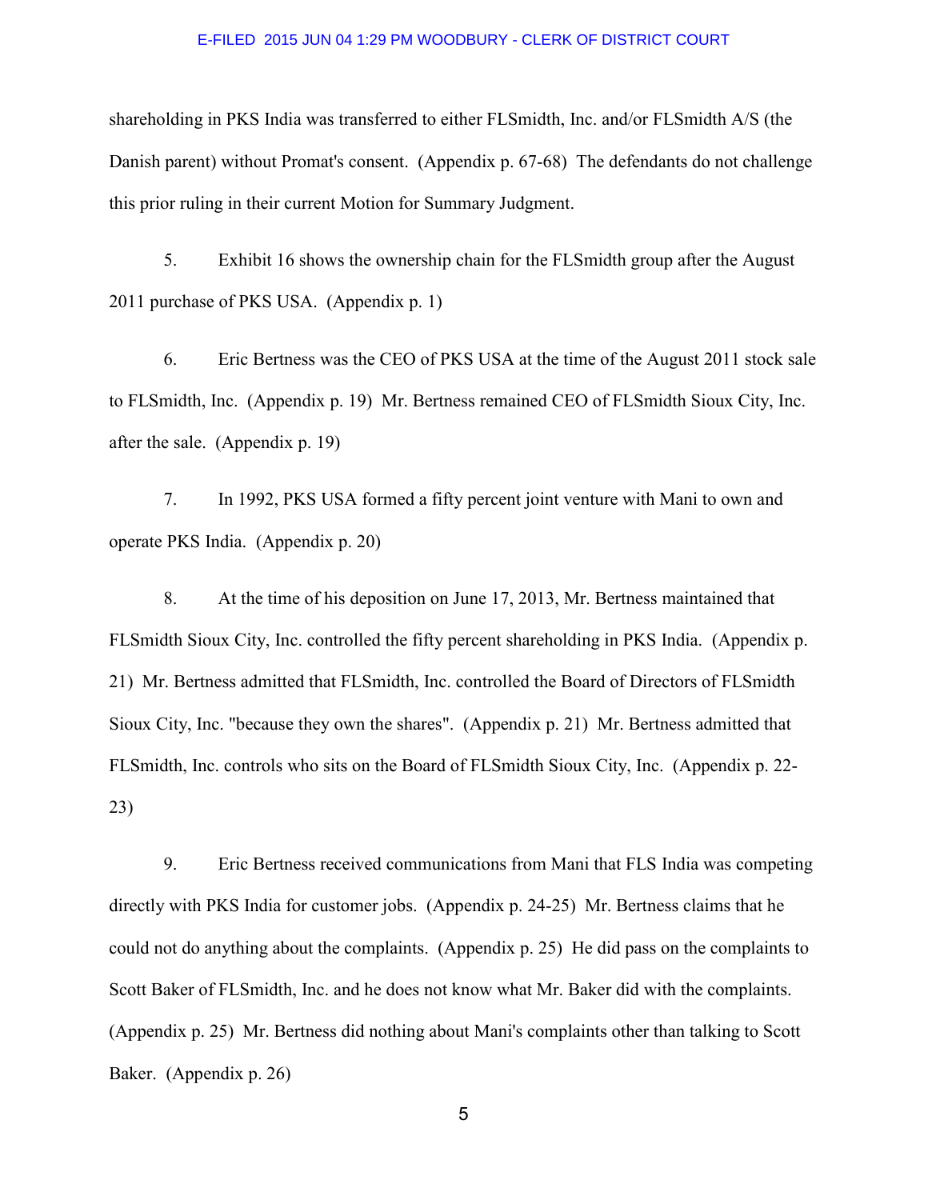shareholding in PKS India was transferred to either FLSmidth, Inc. and/or FLSmidth A/S (the Danish parent) without Promat's consent. (Appendix p. 67-68) The defendants do not challenge this prior ruling in their current Motion for Summary Judgment.

5. Exhibit 16 shows the ownership chain for the FLSmidth group after the August 2011 purchase of PKS USA. (Appendix p. 1)

6. Eric Bertness was the CEO of PKS USA at the time of the August 2011 stock sale to FLSmidth, Inc. (Appendix p. 19) Mr. Bertness remained CEO of FLSmidth Sioux City, Inc. after the sale. (Appendix p. 19)

7. In 1992, PKS USA formed a fifty percent joint venture with Mani to own and operate PKS India. (Appendix p. 20)

8. At the time of his deposition on June 17, 2013, Mr. Bertness maintained that FLSmidth Sioux City, Inc. controlled the fifty percent shareholding in PKS India. (Appendix p. 21) Mr. Bertness admitted that FLSmidth, Inc. controlled the Board of Directors of FLSmidth Sioux City, Inc. "because they own the shares". (Appendix p. 21) Mr. Bertness admitted that FLSmidth, Inc. controls who sits on the Board of FLSmidth Sioux City, Inc. (Appendix p. 22-23)

9. Eric Bertness received communications from Mani that FLS India was competing directly with PKS India for customer jobs. (Appendix p. 24-25) Mr. Bertness claims that he could not do anything about the complaints. (Appendix p. 25) He did pass on the complaints to Scott Baker of FLSmidth, Inc. and he does not know what Mr. Baker did with the complaints. (Appendix p. 25) Mr. Bertness did nothing about Mani's complaints other than talking to Scott Baker. (Appendix p. 26)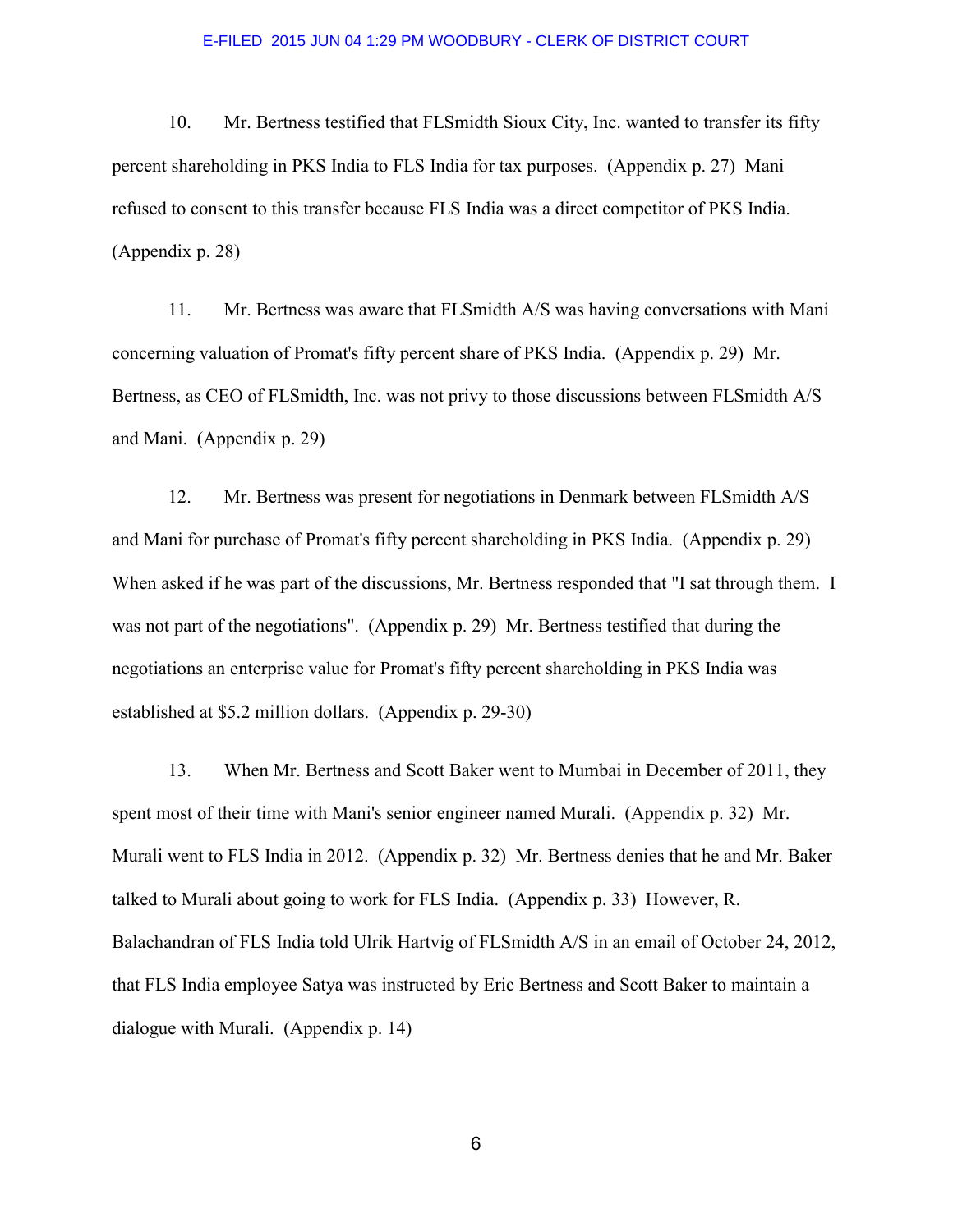10. Mr. Bertness testified that FLSmidth Sioux City, Inc. wanted to transfer its fifty percent shareholding in PKS India to FLS India for tax purposes. (Appendix p. 27) Mani refused to consent to this transfer because FLS India was a direct competitor of PKS India. (Appendix p. 28)

11. Mr. Bertness was aware that FLSmidth A/S was having conversations with Mani concerning valuation of Promat's fifty percent share of PKS India. (Appendix p. 29) Mr. Bertness, as CEO of FLSmidth, Inc. was not privy to those discussions between FLSmidth A/S and Mani. (Appendix p. 29)

12. Mr. Bertness was present for negotiations in Denmark between FLSmidth A/S and Mani for purchase of Promat's fifty percent shareholding in PKS India. (Appendix p. 29) When asked if he was part of the discussions, Mr. Bertness responded that "I sat through them. I was not part of the negotiations". (Appendix p. 29) Mr. Bertness testified that during the negotiations an enterprise value for Promat's fifty percent shareholding in PKS India was established at $5.2 million dollars. (Appendix p. 29-30)

13. When Mr. Bertness and Scott Baker went to Mumbai in December of 2011, they spent most of their time with Mani's senior engineer named Murali. (Appendix p. 32) Mr. Murali went to FLS India in 2012. (Appendix p. 32) Mr. Bertness denies that he and Mr. Baker talked to Murali about going to work for FLS India. (Appendix p. 33) However, R. Balachandran of FLS India told Ulrik Hartvig of FLSmidth A/S in an email of October 24, 2012, that FLS India employee Satya was instructed by Eric Bertness and Scott Baker to maintain a dialogue with Murali. (Appendix p. 14)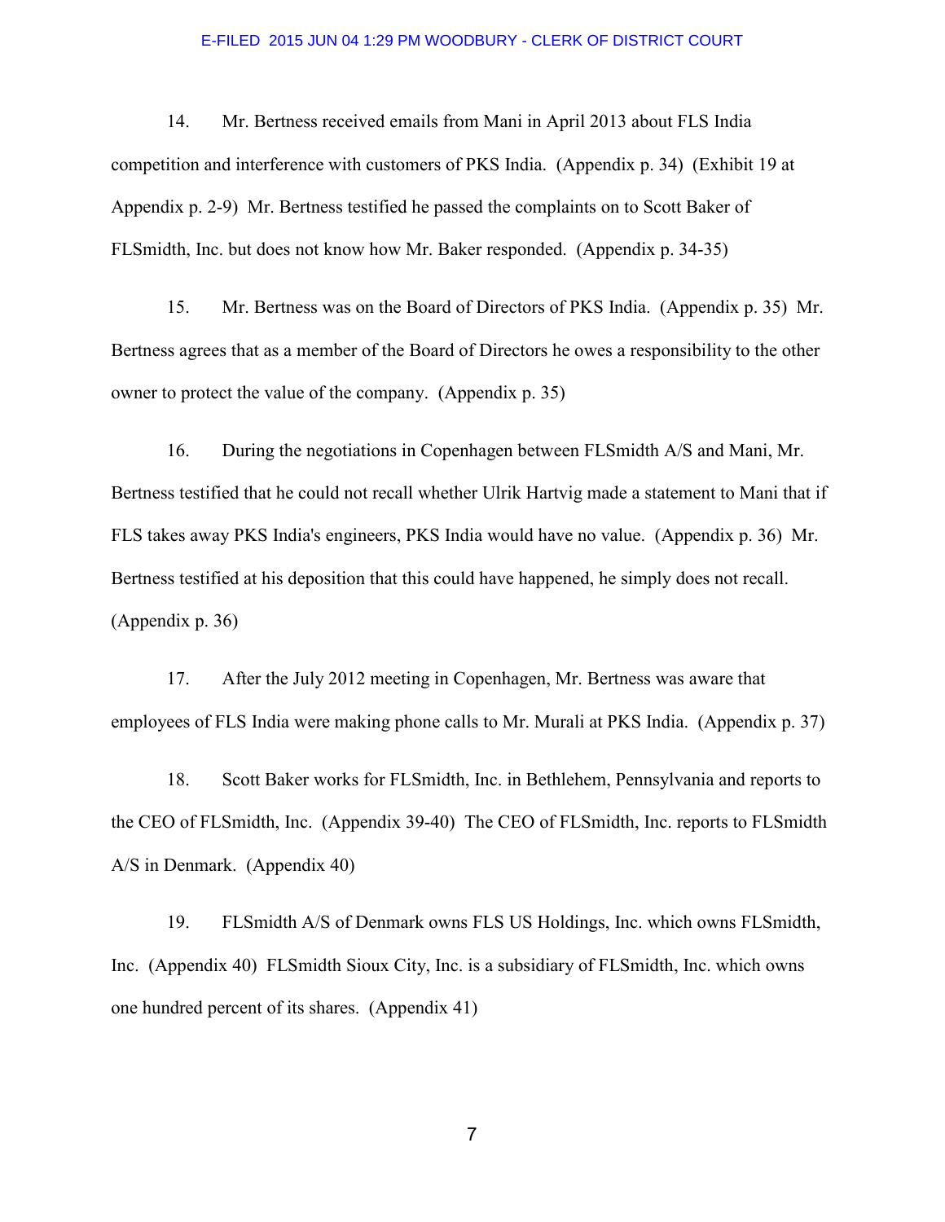14. Mr. Bertness received emails from Mani in April 2013 about FLS India competition and interference with customers of PKS India. (Appendix p. 34) (Exhibit 19 at Appendix p. 2-9) Mr. Bertness testified he passed the complaints on to Scott Baker of FLSmidth, Inc. but does not know how Mr. Baker responded. (Appendix p. 34-35)

15. Mr. Bertness was on the Board of Directors of PKS India. (Appendix p. 35) Mr. Bertness agrees that as a member of the Board of Directors he owes a responsibility to the other owner to protect the value of the company. (Appendix p. 35)

16. During the negotiations in Copenhagen between FLSmidth A/S and Mani, Mr. Bertness testified that he could not recall whether Ulrik Hartvig made a statement to Mani that if FLS takes away PKS India's engineers, PKS India would have no value. (Appendix p. 36) Mr. Bertness testified at his deposition that this could have happened, he simply does not recall. (Appendix p. 36)

17. After the July 2012 meeting in Copenhagen, Mr. Bertness was aware that employees of FLS India were making phone calls to Mr. Murali at PKS India. (Appendix p. 37)

18. Scott Baker works for FLSmidth, Inc. in Bethlehem, Pennsylvania and reports to the CEO of FLSmidth, Inc. (Appendix 39-40) The CEO of FLSmidth, Inc. reports to FLSmidth A/S in Denmark. (Appendix 40)

19. FLSmidth A/S of Denmark owns FLS US Holdings, Inc. which owns FLSmidth, Inc. (Appendix 40) FLSmidth Sioux City, Inc. is a subsidiary of FLSmidth, Inc. which owns one hundred percent of its shares. (Appendix 41)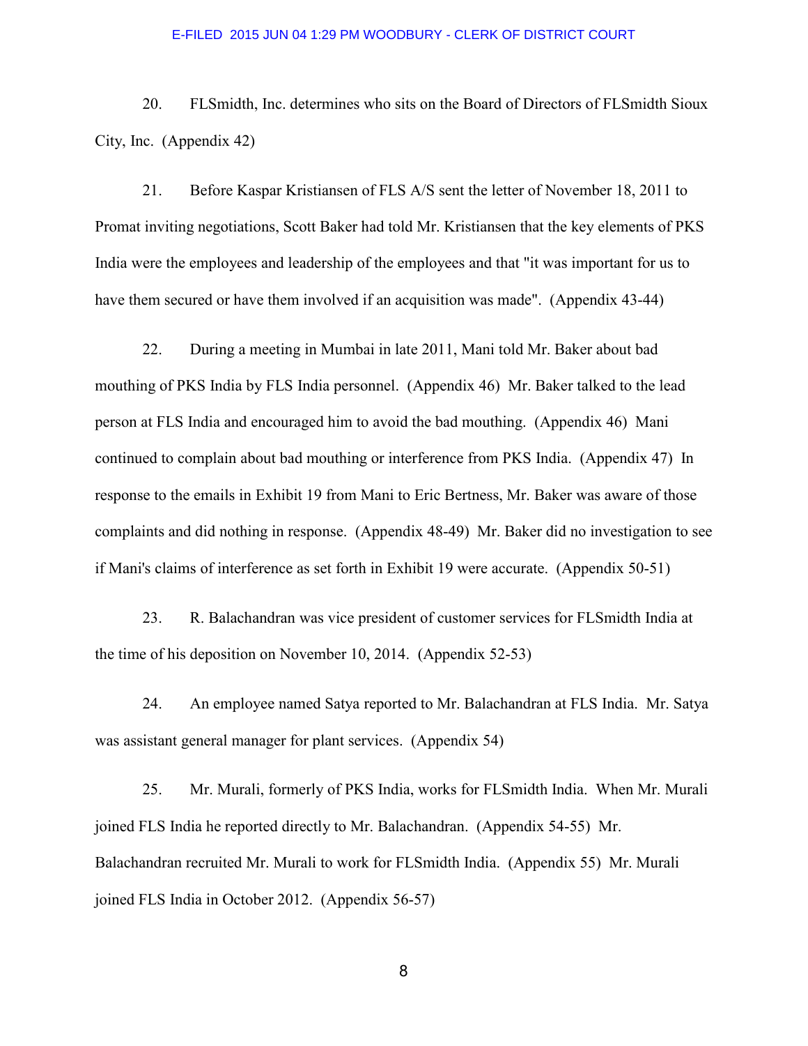20. FLSmidth, Inc. determines who sits on the Board of Directors of FLSmidth Sioux City, Inc. (Appendix 42)

21. Before Kaspar Kristiansen of FLS A/S sent the letter of November 18, 2011 to Promat inviting negotiations, Scott Baker had told Mr. Kristiansen that the key elements of PKS India were the employees and leadership of the employees and that "it was important for us to have them secured or have them involved if an acquisition was made". (Appendix 43-44)

22. During a meeting in Mumbai in late 2011, Mani told Mr. Baker about bad mouthing of PKS India by FLS India personnel. (Appendix 46) Mr. Baker talked to the lead person at FLS India and encouraged him to avoid the bad mouthing. (Appendix 46) Mani continued to complain about bad mouthing or interference from PKS India. (Appendix 47) In response to the emails in Exhibit 19 from Mani to Eric Bertness, Mr. Baker was aware of those complaints and did nothing in response. (Appendix 48-49) Mr. Baker did no investigation to see if Mani's claims of interference as set forth in Exhibit 19 were accurate. (Appendix 50-51)

23. R. Balachandran was vice president of customer services for FLSmidth India at the time of his deposition on November 10, 2014. (Appendix 52-53)

24. An employee named Satya reported to Mr. Balachandran at FLS India. Mr. Satya was assistant general manager for plant services. (Appendix 54)

25. Mr. Murali, formerly of PKS India, works for FLSmidth India. When Mr. Murali joined FLS India he reported directly to Mr. Balachandran. (Appendix 54-55) Mr. Balachandran recruited Mr. Murali to work for FLSmidth India. (Appendix 55) Mr. Murali joined FLS India in October 2012. (Appendix 56-57)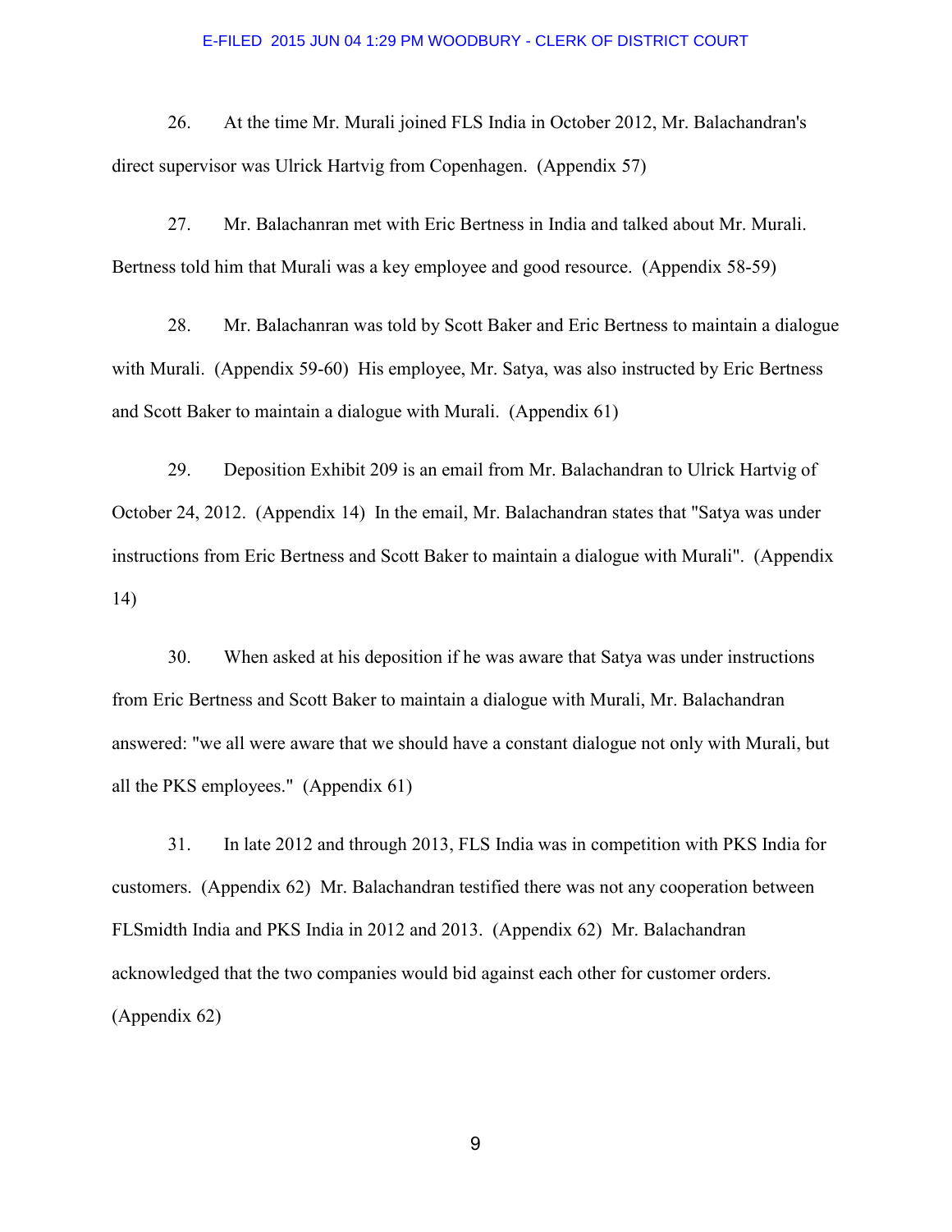26. At the time Mr. Murali joined FLS India in October 2012, Mr. Balachandran's direct supervisor was Ulrick Hartvig from Copenhagen. (Appendix 57)

27. Mr. Balachanran met with Eric Bertness in India and talked about Mr. Murali. Bertness told him that Murali was a key employee and good resource. (Appendix 58-59)

28. Mr. Balachanran was told by Scott Baker and Eric Bertness to maintain a dialogue with Murali. (Appendix 59-60) His employee, Mr. Satya, was also instructed by Eric Bertness and Scott Baker to maintain a dialogue with Murali. (Appendix 61)

29. Deposition Exhibit 209 is an email from Mr. Balachandran to Ulrick Hartvig of October 24, 2012. (Appendix 14) In the email, Mr. Balachandran states that "Satya was under instructions from Eric Bertness and Scott Baker to maintain a dialogue with Murali". (Appendix 14)

30. When asked at his deposition if he was aware that Satya was under instructions from Eric Bertness and Scott Baker to maintain a dialogue with Murali, Mr. Balachandran answered: "we all were aware that we should have a constant dialogue not only with Murali, but all the PKS employees." (Appendix 61)

31. In late 2012 and through 2013, FLS India was in competition with PKS India for customers. (Appendix 62) Mr. Balachandran testified there was not any cooperation between FLSmidth India and PKS India in 2012 and 2013. (Appendix 62) Mr. Balachandran acknowledged that the two companies would bid against each other for customer orders. (Appendix 62)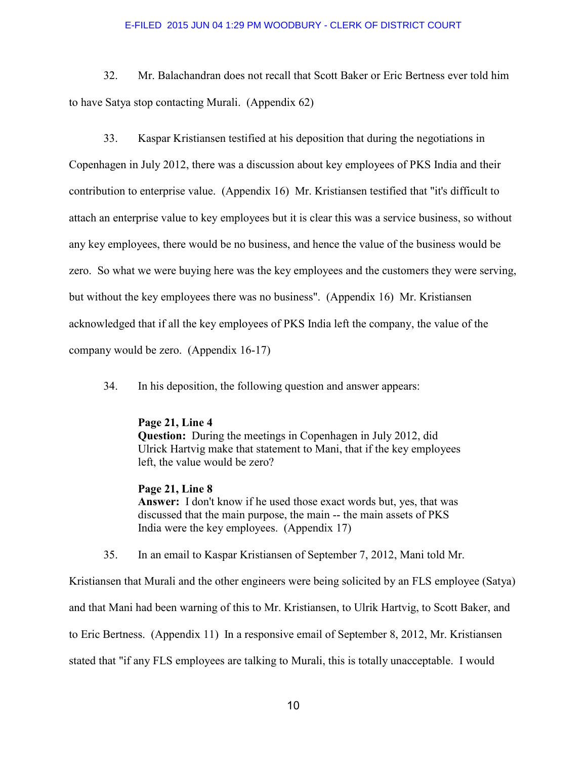32. Mr. Balachandran does not recall that Scott Baker or Eric Bertness ever told him to have Satya stop contacting Murali. (Appendix 62)

33. Kaspar Kristiansen testified at his deposition that during the negotiations in Copenhagen in July 2012, there was a discussion about key employees of PKS India and their contribution to enterprise value. (Appendix 16) Mr. Kristiansen testified that "it's difficult to attach an enterprise value to key employees but it is clear this was a service business, so without any key employees, there would be no business, and hence the value of the business would be zero. So what we were buying here was the key employees and the customers they were serving, but without the key employees there was no business". (Appendix 16) Mr. Kristiansen acknowledged that if all the key employees of PKS India left the company, the value of the company would be zero. (Appendix 16-17)

34. In his deposition, the following question and answer appears:

> **Page 21, Line 4**
> **Question:** During the meetings in Copenhagen in July 2012, did Ulrick Hartvig make that statement to Mani, that if the key employees left, the value would be zero?
>
> **Page 21, Line 8**
> **Answer:** I don't know if he used those exact words but, yes, that was discussed that the main purpose, the main -- the main assets of PKS India were the key employees. (Appendix 17)

35. In an email to Kaspar Kristiansen of September 7, 2012, Mani told Mr. Kristiansen that Murali and the other engineers were being solicited by an FLS employee (Satya) and that Mani had been warning of this to Mr. Kristiansen, to Ulrik Hartvig, to Scott Baker, and to Eric Bertness. (Appendix 11) In a responsive email of September 8, 2012, Mr. Kristiansen stated that "if any FLS employees are talking to Murali, this is totally unacceptable. I would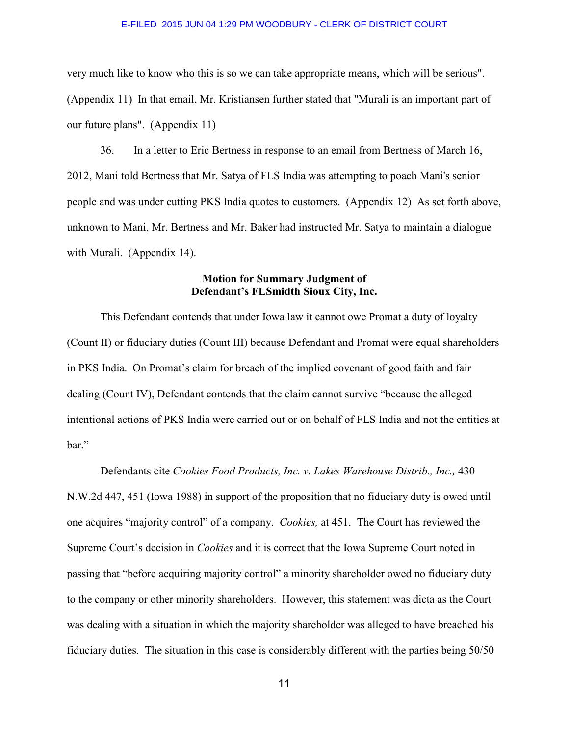very much like to know who this is so we can take appropriate means, which will be serious". (Appendix 11) In that email, Mr. Kristiansen further stated that "Murali is an important part of our future plans". (Appendix 11)

36. In a letter to Eric Bertness in response to an email from Bertness of March 16, 2012, Mani told Bertness that Mr. Satya of FLS India was attempting to poach Mani's senior people and was under cutting PKS India quotes to customers. (Appendix 12) As set forth above, unknown to Mani, Mr. Bertness and Mr. Baker had instructed Mr. Satya to maintain a dialogue with Murali. (Appendix 14).

**Motion for Summary Judgment of Defendant's FLSmidth Sioux City, Inc.**

This Defendant contends that under Iowa law it cannot owe Promat a duty of loyalty (Count II) or fiduciary duties (Count III) because Defendant and Promat were equal shareholders in PKS India. On Promat's claim for breach of the implied covenant of good faith and fair dealing (Count IV), Defendant contends that the claim cannot survive "because the alleged intentional actions of PKS India were carried out or on behalf of FLS India and not the entities at bar."

Defendants cite *Cookies Food Products, Inc. v. Lakes Warehouse Distrib., Inc.,* 430 N.W.2d 447, 451 (Iowa 1988) in support of the proposition that no fiduciary duty is owed until one acquires "majority control" of a company. *Cookies,* at 451. The Court has reviewed the Supreme Court's decision in *Cookies* and it is correct that the Iowa Supreme Court noted in passing that "before acquiring majority control" a minority shareholder owed no fiduciary duty to the company or other minority shareholders. However, this statement was dicta as the Court was dealing with a situation in which the majority shareholder was alleged to have breached his fiduciary duties. The situation in this case is considerably different with the parties being 50/50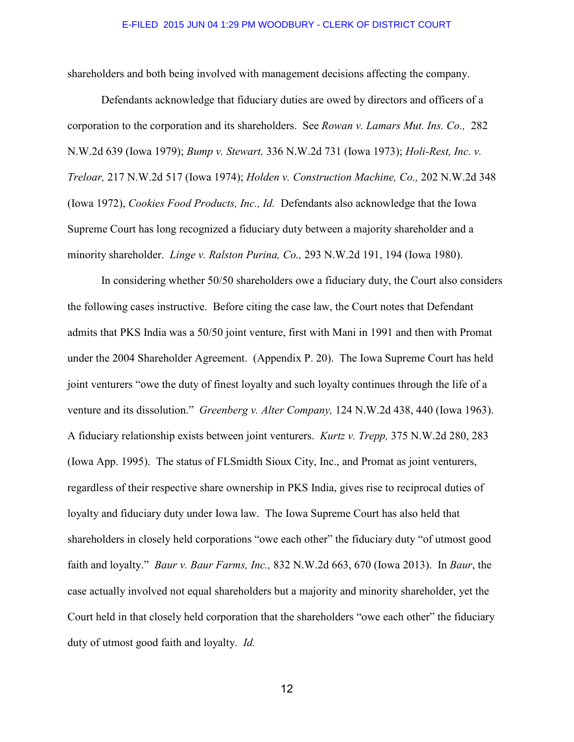shareholders and both being involved with management decisions affecting the company.

Defendants acknowledge that fiduciary duties are owed by directors and officers of a corporation to the corporation and its shareholders. See *Rowan v. Lamars Mut. Ins. Co.,* 282 N.W.2d 639 (Iowa 1979); *Bump v. Stewart,* 336 N.W.2d 731 (Iowa 1973); *Holi-Rest, Inc. v. Treloar,* 217 N.W.2d 517 (Iowa 1974); *Holden v. Construction Machine, Co.,* 202 N.W.2d 348 (Iowa 1972), *Cookies Food Products, Inc., Id.* Defendants also acknowledge that the Iowa Supreme Court has long recognized a fiduciary duty between a majority shareholder and a minority shareholder. *Linge v. Ralston Purina, Co.,* 293 N.W.2d 191, 194 (Iowa 1980).

In considering whether 50/50 shareholders owe a fiduciary duty, the Court also considers the following cases instructive. Before citing the case law, the Court notes that Defendant admits that PKS India was a 50/50 joint venture, first with Mani in 1991 and then with Promat under the 2004 Shareholder Agreement. (Appendix P. 20). The Iowa Supreme Court has held joint venturers "owe the duty of finest loyalty and such loyalty continues through the life of a venture and its dissolution." *Greenberg v. Alter Company,* 124 N.W.2d 438, 440 (Iowa 1963). A fiduciary relationship exists between joint venturers. *Kurtz v. Trepp,* 375 N.W.2d 280, 283 (Iowa App. 1995). The status of FLSmidth Sioux City, Inc., and Promat as joint venturers, regardless of their respective share ownership in PKS India, gives rise to reciprocal duties of loyalty and fiduciary duty under Iowa law. The Iowa Supreme Court has also held that shareholders in closely held corporations "owe each other" the fiduciary duty "of utmost good faith and loyalty." *Baur v. Baur Farms, Inc.,* 832 N.W.2d 663, 670 (Iowa 2013). In *Baur*, the case actually involved not equal shareholders but a majority and minority shareholder, yet the Court held in that closely held corporation that the shareholders "owe each other" the fiduciary duty of utmost good faith and loyalty. *Id.*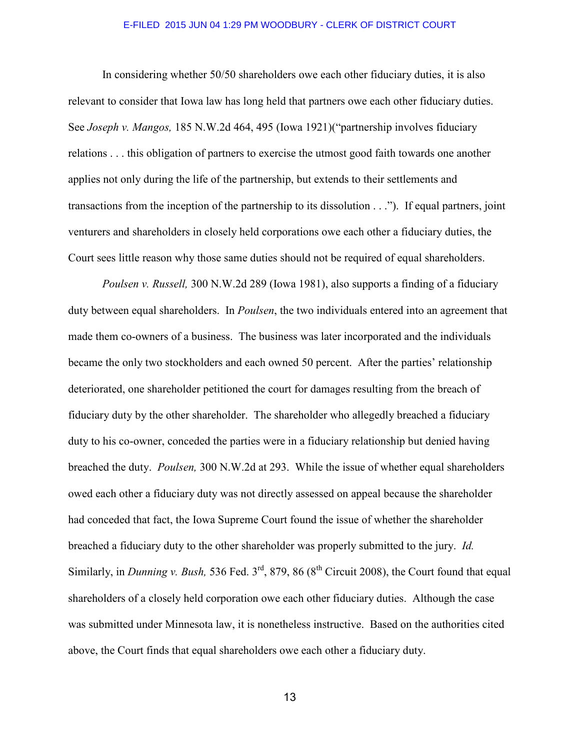In considering whether 50/50 shareholders owe each other fiduciary duties, it is also relevant to consider that Iowa law has long held that partners owe each other fiduciary duties. See *Joseph v. Mangos,* 185 N.W.2d 464, 495 (Iowa 1921)("partnership involves fiduciary relations . . . this obligation of partners to exercise the utmost good faith towards one another applies not only during the life of the partnership, but extends to their settlements and transactions from the inception of the partnership to its dissolution . . ."). If equal partners, joint venturers and shareholders in closely held corporations owe each other a fiduciary duties, the Court sees little reason why those same duties should not be required of equal shareholders.

*Poulsen v. Russell,* 300 N.W.2d 289 (Iowa 1981), also supports a finding of a fiduciary duty between equal shareholders. In *Poulsen*, the two individuals entered into an agreement that made them co-owners of a business. The business was later incorporated and the individuals became the only two stockholders and each owned 50 percent. After the parties' relationship deteriorated, one shareholder petitioned the court for damages resulting from the breach of fiduciary duty by the other shareholder. The shareholder who allegedly breached a fiduciary duty to his co-owner, conceded the parties were in a fiduciary relationship but denied having breached the duty. *Poulsen,* 300 N.W.2d at 293. While the issue of whether equal shareholders owed each other a fiduciary duty was not directly assessed on appeal because the shareholder had conceded that fact, the Iowa Supreme Court found the issue of whether the shareholder breached a fiduciary duty to the other shareholder was properly submitted to the jury. *Id.* Similarly, in *Dunning v. Bush,* 536 Fed. 3rd, 879, 86 (8th Circuit 2008), the Court found that equal shareholders of a closely held corporation owe each other fiduciary duties. Although the case was submitted under Minnesota law, it is nonetheless instructive. Based on the authorities cited above, the Court finds that equal shareholders owe each other a fiduciary duty.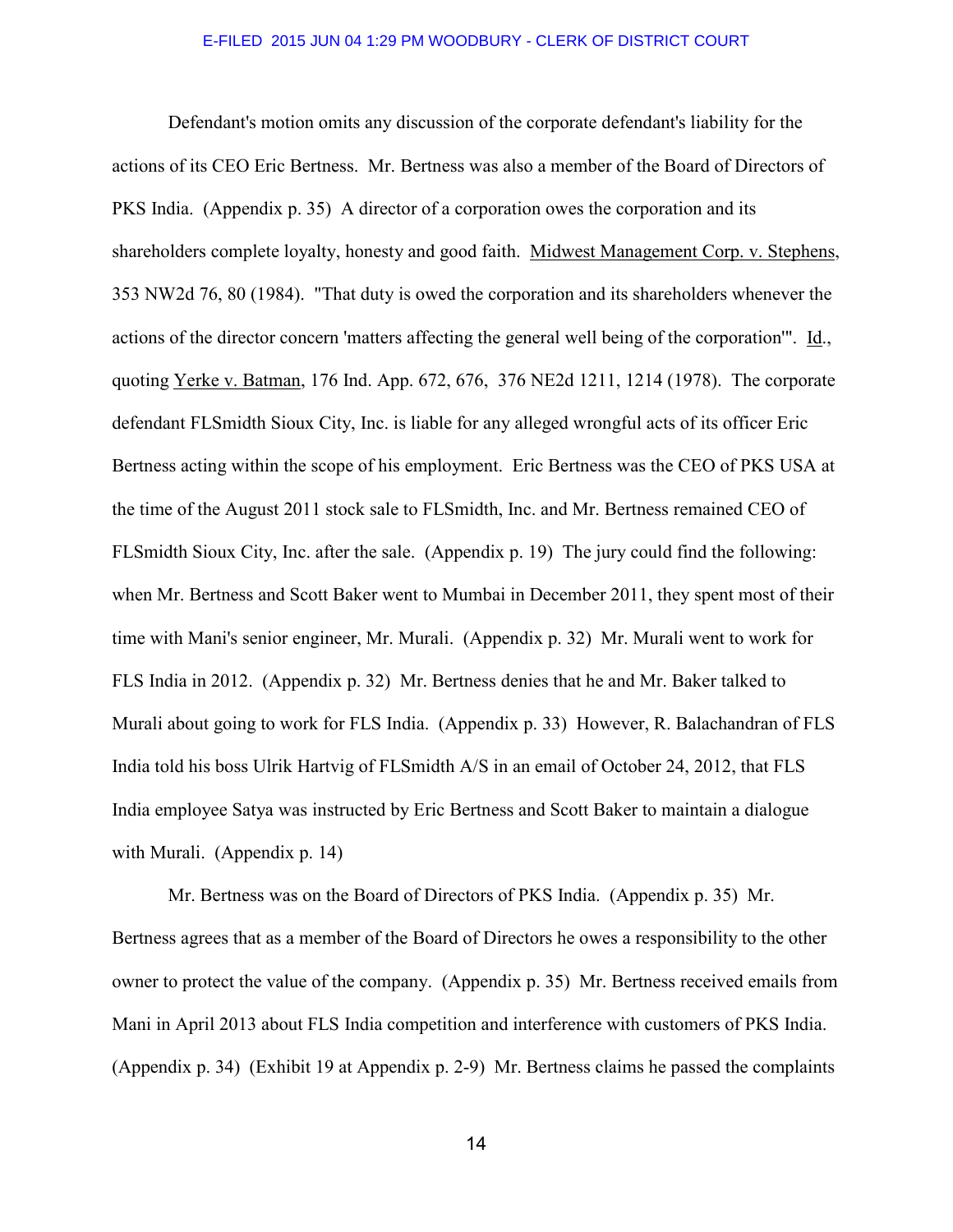Defendant's motion omits any discussion of the corporate defendant's liability for the actions of its CEO Eric Bertness. Mr. Bertness was also a member of the Board of Directors of PKS India. (Appendix p. 35) A director of a corporation owes the corporation and its shareholders complete loyalty, honesty and good faith. Midwest Management Corp. v. Stephens, 353 NW2d 76, 80 (1984). "That duty is owed the corporation and its shareholders whenever the actions of the director concern 'matters affecting the general well being of the corporation'". Id., quoting Yerke v. Batman, 176 Ind. App. 672, 676, 376 NE2d 1211, 1214 (1978). The corporate defendant FLSmidth Sioux City, Inc. is liable for any alleged wrongful acts of its officer Eric Bertness acting within the scope of his employment. Eric Bertness was the CEO of PKS USA at the time of the August 2011 stock sale to FLSmidth, Inc. and Mr. Bertness remained CEO of FLSmidth Sioux City, Inc. after the sale. (Appendix p. 19) The jury could find the following: when Mr. Bertness and Scott Baker went to Mumbai in December 2011, they spent most of their time with Mani's senior engineer, Mr. Murali. (Appendix p. 32) Mr. Murali went to work for FLS India in 2012. (Appendix p. 32) Mr. Bertness denies that he and Mr. Baker talked to Murali about going to work for FLS India. (Appendix p. 33) However, R. Balachandran of FLS India told his boss Ulrik Hartvig of FLSmidth A/S in an email of October 24, 2012, that FLS India employee Satya was instructed by Eric Bertness and Scott Baker to maintain a dialogue with Murali. (Appendix p. 14)

Mr. Bertness was on the Board of Directors of PKS India. (Appendix p. 35) Mr. Bertness agrees that as a member of the Board of Directors he owes a responsibility to the other owner to protect the value of the company. (Appendix p. 35) Mr. Bertness received emails from Mani in April 2013 about FLS India competition and interference with customers of PKS India. (Appendix p. 34) (Exhibit 19 at Appendix p. 2-9) Mr. Bertness claims he passed the complaints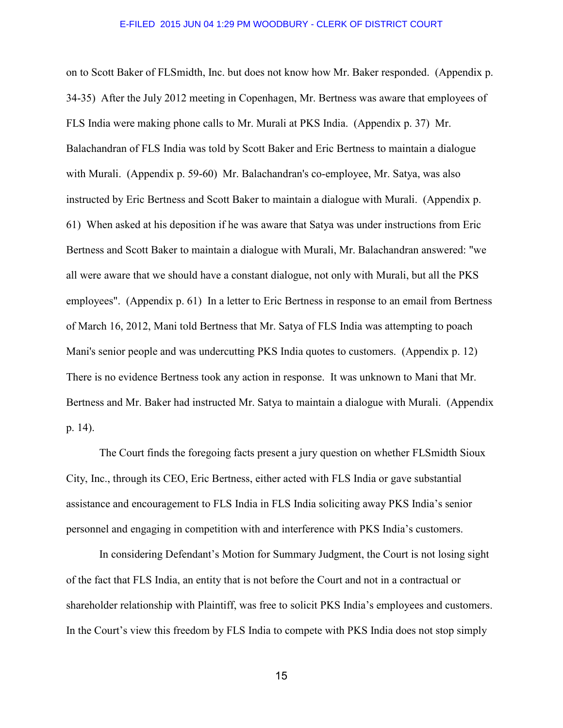on to Scott Baker of FLSmidth, Inc. but does not know how Mr. Baker responded. (Appendix p. 34-35) After the July 2012 meeting in Copenhagen, Mr. Bertness was aware that employees of FLS India were making phone calls to Mr. Murali at PKS India. (Appendix p. 37) Mr. Balachandran of FLS India was told by Scott Baker and Eric Bertness to maintain a dialogue with Murali. (Appendix p. 59-60) Mr. Balachandran's co-employee, Mr. Satya, was also instructed by Eric Bertness and Scott Baker to maintain a dialogue with Murali. (Appendix p. 61) When asked at his deposition if he was aware that Satya was under instructions from Eric Bertness and Scott Baker to maintain a dialogue with Murali, Mr. Balachandran answered: "we all were aware that we should have a constant dialogue, not only with Murali, but all the PKS employees". (Appendix p. 61) In a letter to Eric Bertness in response to an email from Bertness of March 16, 2012, Mani told Bertness that Mr. Satya of FLS India was attempting to poach Mani's senior people and was undercutting PKS India quotes to customers. (Appendix p. 12) There is no evidence Bertness took any action in response. It was unknown to Mani that Mr. Bertness and Mr. Baker had instructed Mr. Satya to maintain a dialogue with Murali. (Appendix p. 14).

The Court finds the foregoing facts present a jury question on whether FLSmidth Sioux City, Inc., through its CEO, Eric Bertness, either acted with FLS India or gave substantial assistance and encouragement to FLS India in FLS India soliciting away PKS India's senior personnel and engaging in competition with and interference with PKS India's customers.

In considering Defendant's Motion for Summary Judgment, the Court is not losing sight of the fact that FLS India, an entity that is not before the Court and not in a contractual or shareholder relationship with Plaintiff, was free to solicit PKS India's employees and customers. In the Court's view this freedom by FLS India to compete with PKS India does not stop simply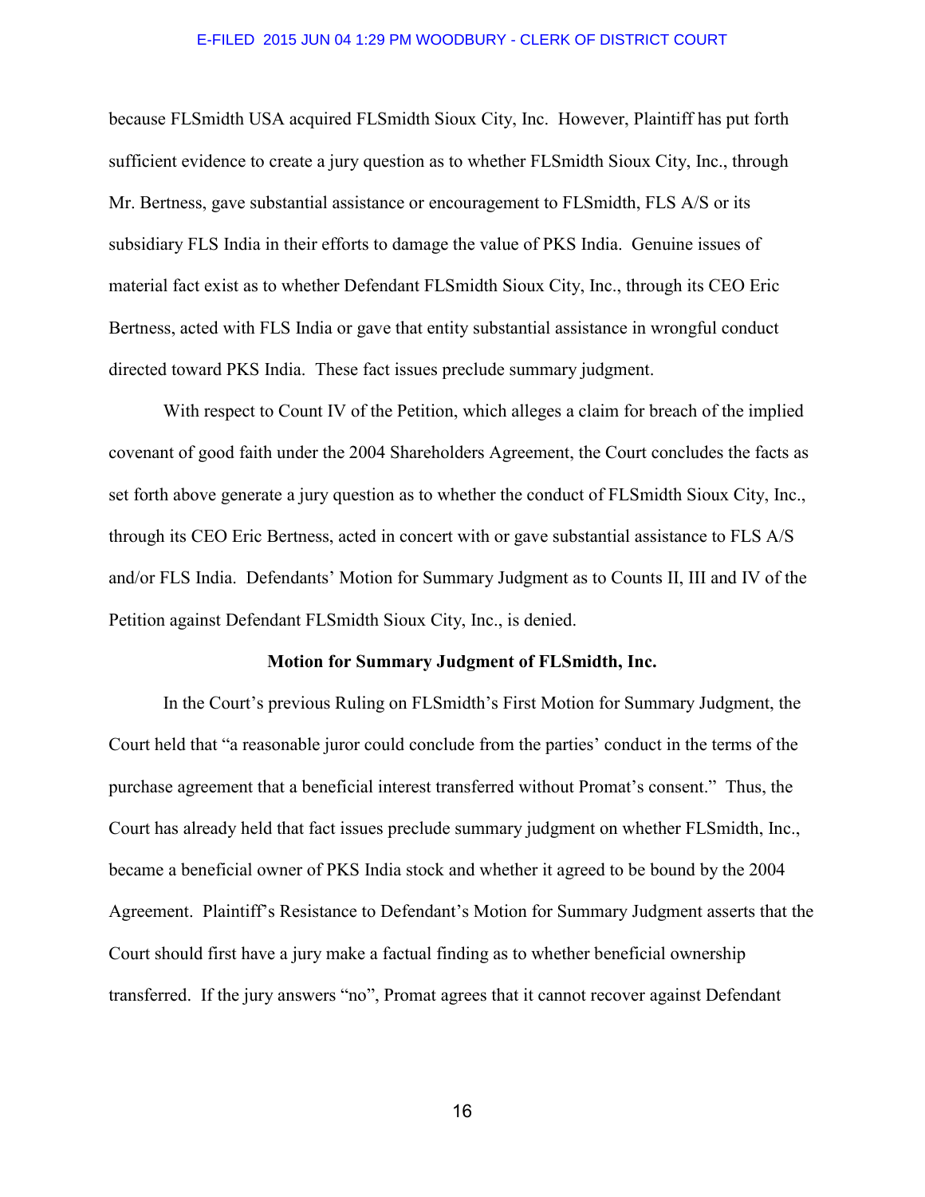because FLSmidth USA acquired FLSmidth Sioux City, Inc. However, Plaintiff has put forth sufficient evidence to create a jury question as to whether FLSmidth Sioux City, Inc., through Mr. Bertness, gave substantial assistance or encouragement to FLSmidth, FLS A/S or its subsidiary FLS India in their efforts to damage the value of PKS India. Genuine issues of material fact exist as to whether Defendant FLSmidth Sioux City, Inc., through its CEO Eric Bertness, acted with FLS India or gave that entity substantial assistance in wrongful conduct directed toward PKS India. These fact issues preclude summary judgment.

With respect to Count IV of the Petition, which alleges a claim for breach of the implied covenant of good faith under the 2004 Shareholders Agreement, the Court concludes the facts as set forth above generate a jury question as to whether the conduct of FLSmidth Sioux City, Inc., through its CEO Eric Bertness, acted in concert with or gave substantial assistance to FLS A/S and/or FLS India. Defendants' Motion for Summary Judgment as to Counts II, III and IV of the Petition against Defendant FLSmidth Sioux City, Inc., is denied.

**Motion for Summary Judgment of FLSmidth, Inc.**

In the Court's previous Ruling on FLSmidth's First Motion for Summary Judgment, the Court held that "a reasonable juror could conclude from the parties' conduct in the terms of the purchase agreement that a beneficial interest transferred without Promat's consent." Thus, the Court has already held that fact issues preclude summary judgment on whether FLSmidth, Inc., became a beneficial owner of PKS India stock and whether it agreed to be bound by the 2004 Agreement. Plaintiff's Resistance to Defendant's Motion for Summary Judgment asserts that the Court should first have a jury make a factual finding as to whether beneficial ownership transferred. If the jury answers "no", Promat agrees that it cannot recover against Defendant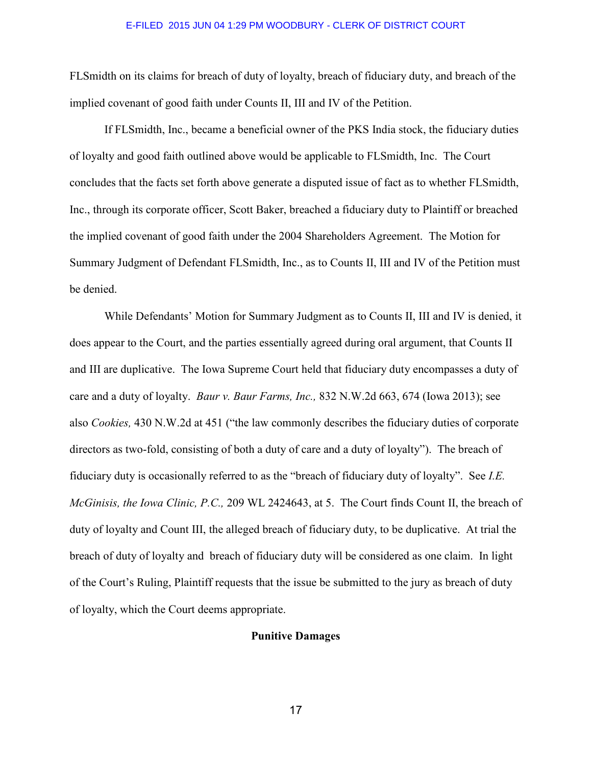FLSmidth on its claims for breach of duty of loyalty, breach of fiduciary duty, and breach of the implied covenant of good faith under Counts II, III and IV of the Petition.

If FLSmidth, Inc., became a beneficial owner of the PKS India stock, the fiduciary duties of loyalty and good faith outlined above would be applicable to FLSmidth, Inc. The Court concludes that the facts set forth above generate a disputed issue of fact as to whether FLSmidth, Inc., through its corporate officer, Scott Baker, breached a fiduciary duty to Plaintiff or breached the implied covenant of good faith under the 2004 Shareholders Agreement. The Motion for Summary Judgment of Defendant FLSmidth, Inc., as to Counts II, III and IV of the Petition must be denied.

While Defendants' Motion for Summary Judgment as to Counts II, III and IV is denied, it does appear to the Court, and the parties essentially agreed during oral argument, that Counts II and III are duplicative. The Iowa Supreme Court held that fiduciary duty encompasses a duty of care and a duty of loyalty. *Baur v. Baur Farms, Inc.,* 832 N.W.2d 663, 674 (Iowa 2013); see also *Cookies,* 430 N.W.2d at 451 ("the law commonly describes the fiduciary duties of corporate directors as two-fold, consisting of both a duty of care and a duty of loyalty"). The breach of fiduciary duty is occasionally referred to as the "breach of fiduciary duty of loyalty". See *I.E. McGinisis, the Iowa Clinic, P.C.,* 209 WL 2424643, at 5. The Court finds Count II, the breach of duty of loyalty and Count III, the alleged breach of fiduciary duty, to be duplicative. At trial the breach of duty of loyalty and breach of fiduciary duty will be considered as one claim. In light of the Court's Ruling, Plaintiff requests that the issue be submitted to the jury as breach of duty of loyalty, which the Court deems appropriate.

**Punitive Damages**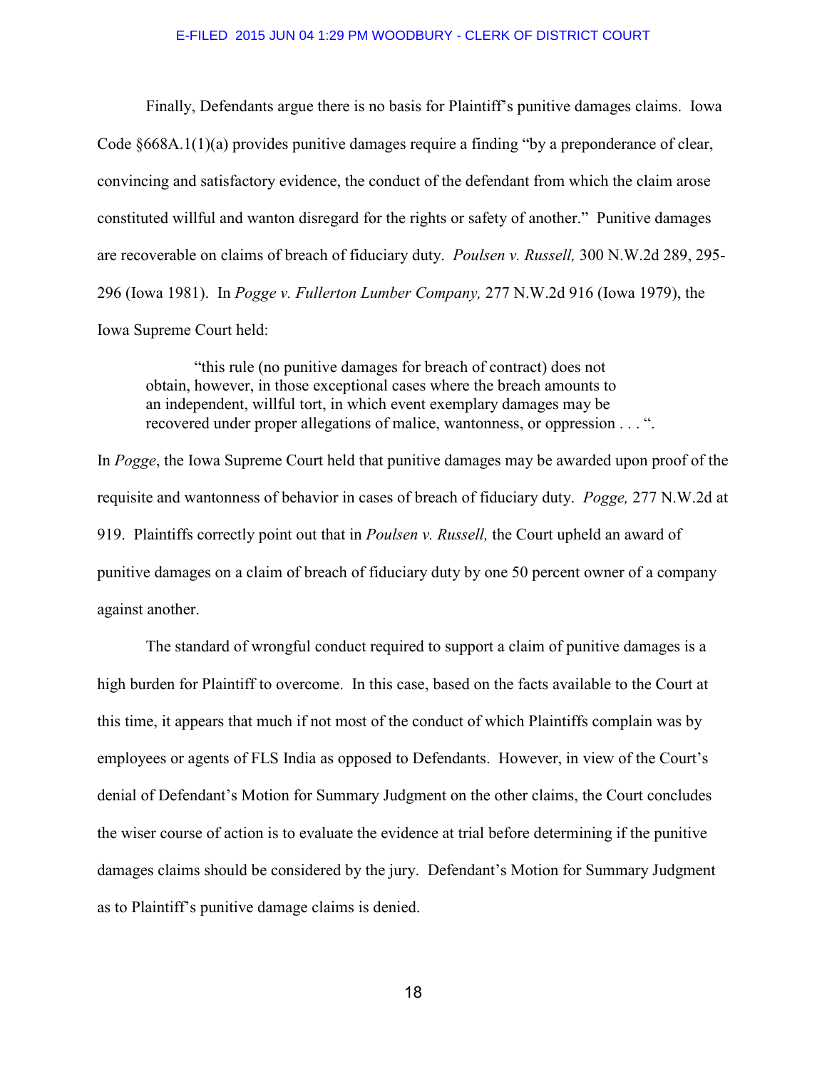Finally, Defendants argue there is no basis for Plaintiff's punitive damages claims. Iowa Code §668A.1(1)(a) provides punitive damages require a finding "by a preponderance of clear, convincing and satisfactory evidence, the conduct of the defendant from which the claim arose constituted willful and wanton disregard for the rights or safety of another." Punitive damages are recoverable on claims of breach of fiduciary duty. *Poulsen v. Russell,* 300 N.W.2d 289, 295-296 (Iowa 1981). In *Pogge v. Fullerton Lumber Company,* 277 N.W.2d 916 (Iowa 1979), the Iowa Supreme Court held:

> "this rule (no punitive damages for breach of contract) does not obtain, however, in those exceptional cases where the breach amounts to an independent, willful tort, in which event exemplary damages may be recovered under proper allegations of malice, wantonness, or oppression . . . ".

In *Pogge*, the Iowa Supreme Court held that punitive damages may be awarded upon proof of the requisite and wantonness of behavior in cases of breach of fiduciary duty. *Pogge,* 277 N.W.2d at 919. Plaintiffs correctly point out that in *Poulsen v. Russell,* the Court upheld an award of punitive damages on a claim of breach of fiduciary duty by one 50 percent owner of a company against another.

The standard of wrongful conduct required to support a claim of punitive damages is a high burden for Plaintiff to overcome. In this case, based on the facts available to the Court at this time, it appears that much if not most of the conduct of which Plaintiffs complain was by employees or agents of FLS India as opposed to Defendants. However, in view of the Court's denial of Defendant's Motion for Summary Judgment on the other claims, the Court concludes the wiser course of action is to evaluate the evidence at trial before determining if the punitive damages claims should be considered by the jury. Defendant's Motion for Summary Judgment as to Plaintiff's punitive damage claims is denied.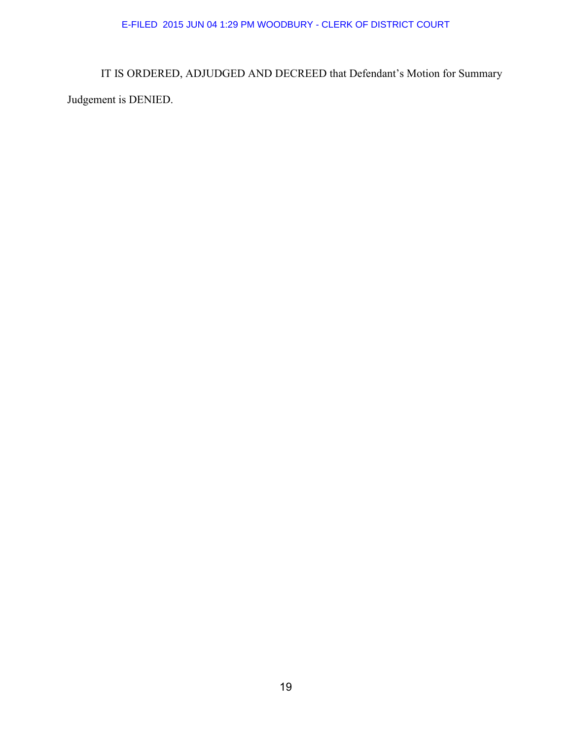IT IS ORDERED, ADJUDGED AND DECREED that Defendant's Motion for Summary Judgement is DENIED.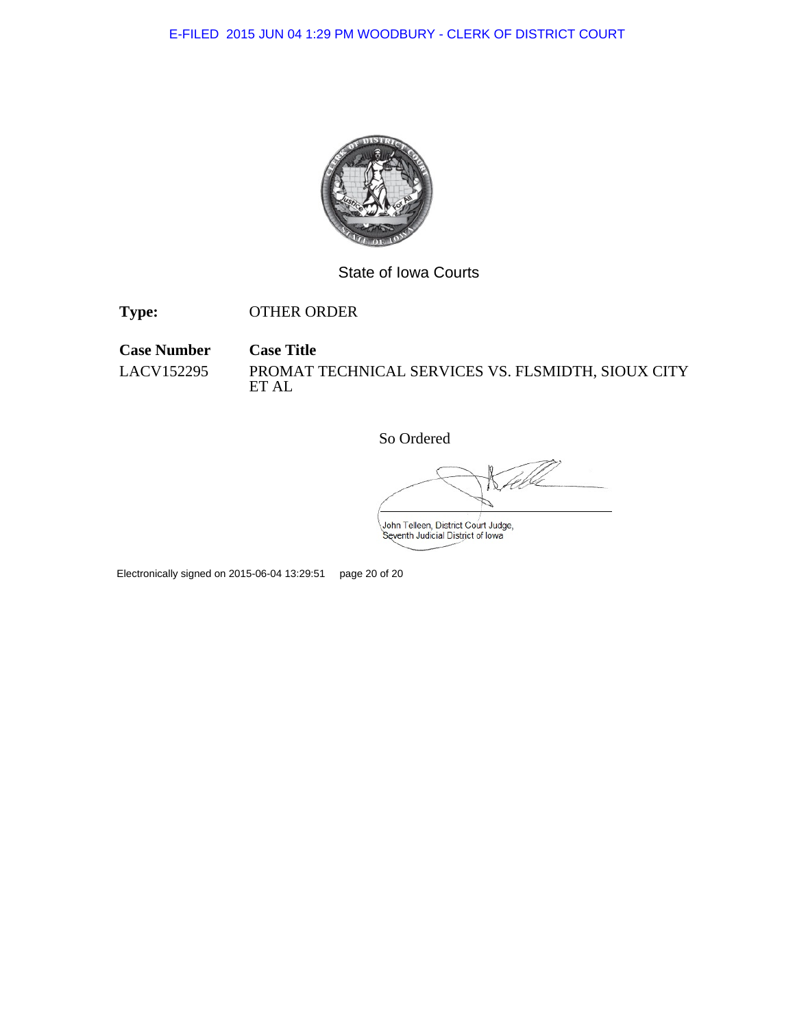E-FILED 2015 JUN 04 1:29 PM WOODBURY - CLERK OF DISTRICT COURT

State of Iowa Courts

**Type:** OTHER ORDER

| **Case Number** | **Case Title** |
| --- | --- |
| LACV152295 | PROMAT TECHNICAL SERVICES VS. FLSMIDTH, SIOUX CITY ET AL |

So Ordered

John Telleen, District Court Judge,
Seventh Judicial District of Iowa

Electronically signed on 2015-06-04 13:29:51